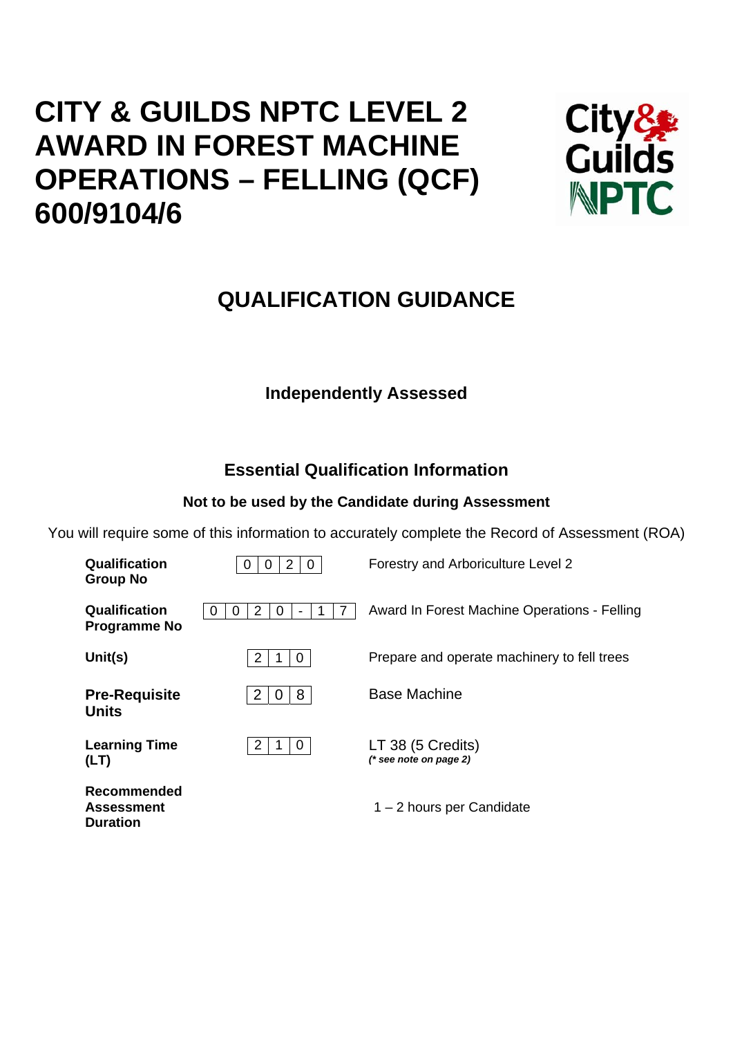# CITY & GUILDS NPTC LEVEL 2 AWARD IN FOREST MACHINE OPERATIONS – FELLING (QCF) 600/9104/6

## QUALIFICATION GUIDANCE

**Independently Assessed**

### Essential Qualification Information

**Not to be used by the Candidate during Assessment**

You will require some of this information to accurately complete the Record of Assessment (ROA)

| | | |
|---|---|---|
| **Qualification Group No** | 0 0 2 0 | Forestry and Arboriculture Level 2 |
| **Qualification Programme No** | 0 0 2 0 - 1 7 | Award In Forest Machine Operations - Felling |
| **Unit(s)** | 2 1 0 | Prepare and operate machinery to fell trees |
| **Pre-Requisite Units** | 2 0 8 | Base Machine |
| **Learning Time (LT)** | 2 1 0 | LT 38 (5 Credits) ***(\* see note on page 2)*** |
| **Recommended Assessment Duration** | | 1 – 2 hours per Candidate |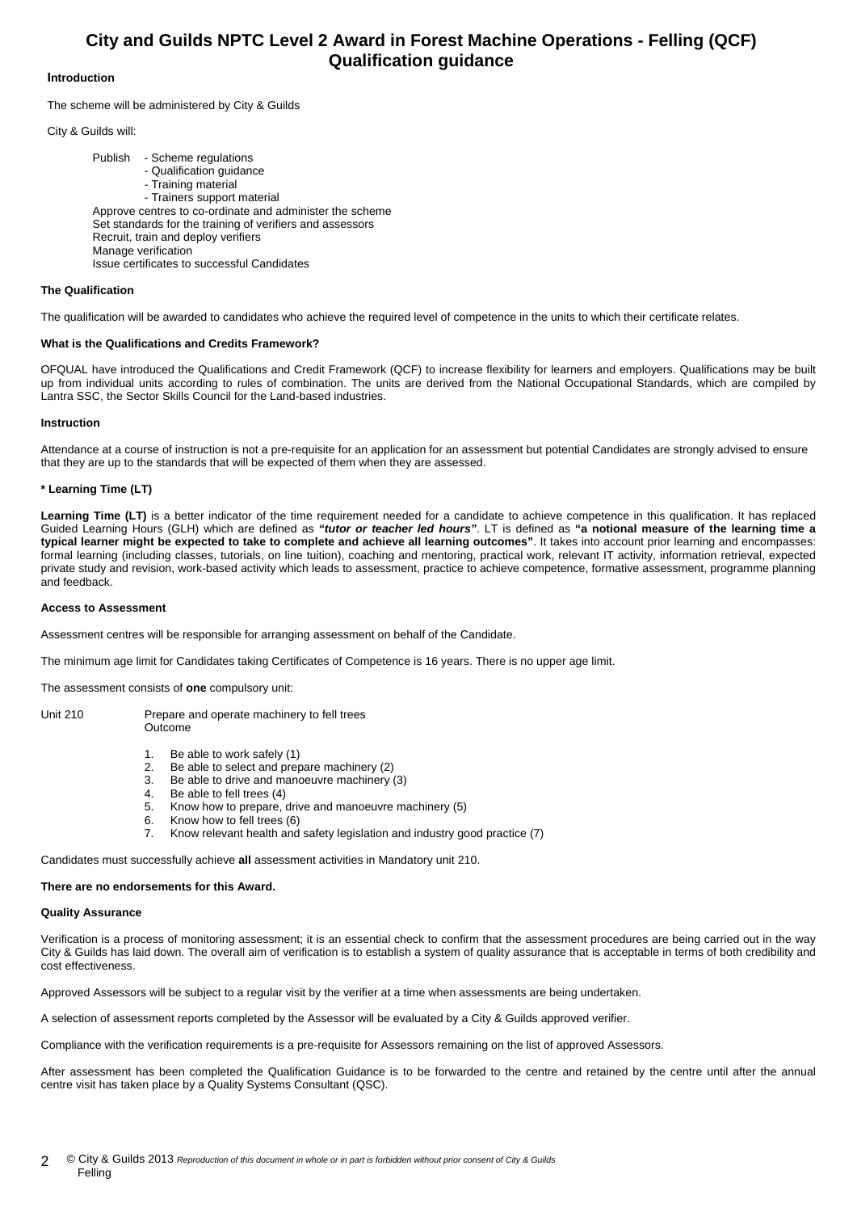# City and Guilds NPTC Level 2 Award in Forest Machine Operations - Felling (QCF)
# Qualification guidance

### Introduction

The scheme will be administered by City & Guilds

City & Guilds will:

Publish
- Scheme regulations
- Qualification guidance
- Training material
- Trainers support material

Approve centres to co-ordinate and administer the scheme
Set standards for the training of verifiers and assessors
Recruit, train and deploy verifiers
Manage verification
Issue certificates to successful Candidates

### The Qualification

The qualification will be awarded to candidates who achieve the required level of competence in the units to which their certificate relates.

### What is the Qualifications and Credits Framework?

OFQUAL have introduced the Qualifications and Credit Framework (QCF) to increase flexibility for learners and employers. Qualifications may be built up from individual units according to rules of combination. The units are derived from the National Occupational Standards, which are compiled by Lantra SSC, the Sector Skills Council for the Land-based industries.

### Instruction

Attendance at a course of instruction is not a pre-requisite for an application for an assessment but potential Candidates are strongly advised to ensure that they are up to the standards that will be expected of them when they are assessed.

### * Learning Time (LT)

**Learning Time (LT)** is a better indicator of the time requirement needed for a candidate to achieve competence in this qualification. It has replaced Guided Learning Hours (GLH) which are defined as ***"tutor or teacher led hours"***. LT is defined as **"a notional measure of the learning time a typical learner might be expected to take to complete and achieve all learning outcomes"**. It takes into account prior learning and encompasses: formal learning (including classes, tutorials, on line tuition), coaching and mentoring, practical work, relevant IT activity, information retrieval, expected private study and revision, work-based activity which leads to assessment, practice to achieve competence, formative assessment, programme planning and feedback.

### Access to Assessment

Assessment centres will be responsible for arranging assessment on behalf of the Candidate.

The minimum age limit for Candidates taking Certificates of Competence is 16 years. There is no upper age limit.

The assessment consists of **one** compulsory unit:

Unit 210 Prepare and operate machinery to fell trees

Outcome

1. Be able to work safely (1)
2. Be able to select and prepare machinery (2)
3. Be able to drive and manoeuvre machinery (3)
4. Be able to fell trees (4)
5. Know how to prepare, drive and manoeuvre machinery (5)
6. Know how to fell trees (6)
7. Know relevant health and safety legislation and industry good practice (7)

Candidates must successfully achieve **all** assessment activities in Mandatory unit 210.

**There are no endorsements for this Award.**

### Quality Assurance

Verification is a process of monitoring assessment; it is an essential check to confirm that the assessment procedures are being carried out in the way City & Guilds has laid down. The overall aim of verification is to establish a system of quality assurance that is acceptable in terms of both credibility and cost effectiveness.

Approved Assessors will be subject to a regular visit by the verifier at a time when assessments are being undertaken.

A selection of assessment reports completed by the Assessor will be evaluated by a City & Guilds approved verifier.

Compliance with the verification requirements is a pre-requisite for Assessors remaining on the list of approved Assessors.

After assessment has been completed the Qualification Guidance is to be forwarded to the centre and retained by the centre until after the annual centre visit has taken place by a Quality Systems Consultant (QSC).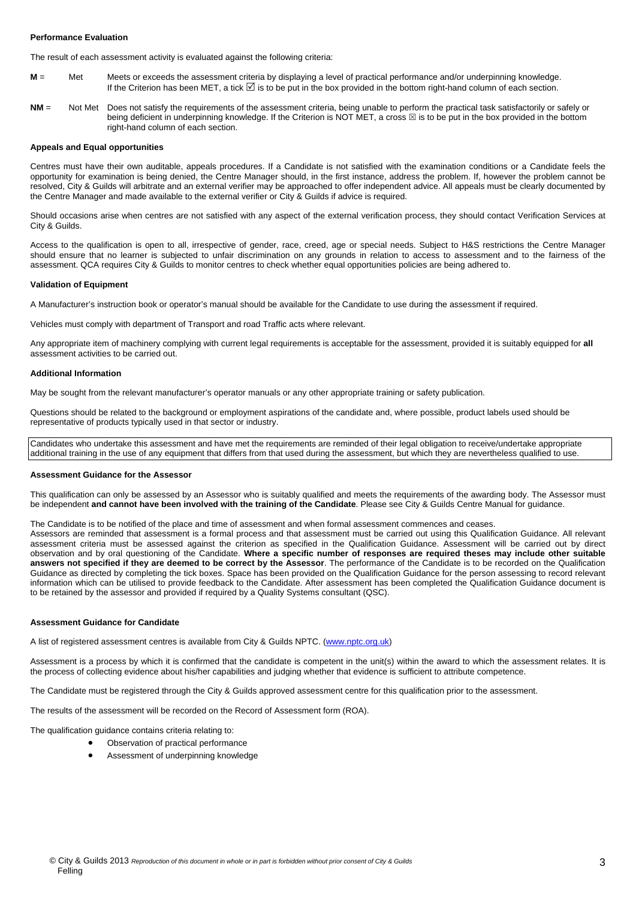**Performance Evaluation**

The result of each assessment activity is evaluated against the following criteria:

**M** = Met Meets or exceeds the assessment criteria by displaying a level of practical performance and/or underpinning knowledge. If the Criterion has been MET, a tick ☑ is to be put in the box provided in the bottom right-hand column of each section.

**NM** = Not Met Does not satisfy the requirements of the assessment criteria, being unable to perform the practical task satisfactorily or safely or being deficient in underpinning knowledge. If the Criterion is NOT MET, a cross ☒ is to be put in the box provided in the bottom right-hand column of each section.

**Appeals and Equal opportunities**

Centres must have their own auditable, appeals procedures. If a Candidate is not satisfied with the examination conditions or a Candidate feels the opportunity for examination is being denied, the Centre Manager should, in the first instance, address the problem. If, however the problem cannot be resolved, City & Guilds will arbitrate and an external verifier may be approached to offer independent advice. All appeals must be clearly documented by the Centre Manager and made available to the external verifier or City & Guilds if advice is required.

Should occasions arise when centres are not satisfied with any aspect of the external verification process, they should contact Verification Services at City & Guilds.

Access to the qualification is open to all, irrespective of gender, race, creed, age or special needs. Subject to H&S restrictions the Centre Manager should ensure that no learner is subjected to unfair discrimination on any grounds in relation to access to assessment and to the fairness of the assessment. QCA requires City & Guilds to monitor centres to check whether equal opportunities policies are being adhered to.

**Validation of Equipment**

A Manufacturer's instruction book or operator's manual should be available for the Candidate to use during the assessment if required.

Vehicles must comply with department of Transport and road Traffic acts where relevant.

Any appropriate item of machinery complying with current legal requirements is acceptable for the assessment, provided it is suitably equipped for **all** assessment activities to be carried out.

**Additional Information**

May be sought from the relevant manufacturer's operator manuals or any other appropriate training or safety publication.

Questions should be related to the background or employment aspirations of the candidate and, where possible, product labels used should be representative of products typically used in that sector or industry.

Candidates who undertake this assessment and have met the requirements are reminded of their legal obligation to receive/undertake appropriate additional training in the use of any equipment that differs from that used during the assessment, but which they are nevertheless qualified to use.

**Assessment Guidance for the Assessor**

This qualification can only be assessed by an Assessor who is suitably qualified and meets the requirements of the awarding body. The Assessor must be independent **and cannot have been involved with the training of the Candidate**. Please see City & Guilds Centre Manual for guidance.

The Candidate is to be notified of the place and time of assessment and when formal assessment commences and ceases.
Assessors are reminded that assessment is a formal process and that assessment must be carried out using this Qualification Guidance. All relevant assessment criteria must be assessed against the criterion as specified in the Qualification Guidance. Assessment will be carried out by direct observation and by oral questioning of the Candidate. **Where a specific number of responses are required theses may include other suitable answers not specified if they are deemed to be correct by the Assessor**. The performance of the Candidate is to be recorded on the Qualification Guidance as directed by completing the tick boxes. Space has been provided on the Qualification Guidance for the person assessing to record relevant information which can be utilised to provide feedback to the Candidate. After assessment has been completed the Qualification Guidance document is to be retained by the assessor and provided if required by a Quality Systems consultant (QSC).

**Assessment Guidance for Candidate**

A list of registered assessment centres is available from City & Guilds NPTC. (www.nptc.org.uk)

Assessment is a process by which it is confirmed that the candidate is competent in the unit(s) within the award to which the assessment relates. It is the process of collecting evidence about his/her capabilities and judging whether that evidence is sufficient to attribute competence.

The Candidate must be registered through the City & Guilds approved assessment centre for this qualification prior to the assessment.

The results of the assessment will be recorded on the Record of Assessment form (ROA).

The qualification guidance contains criteria relating to:

- Observation of practical performance
- Assessment of underpinning knowledge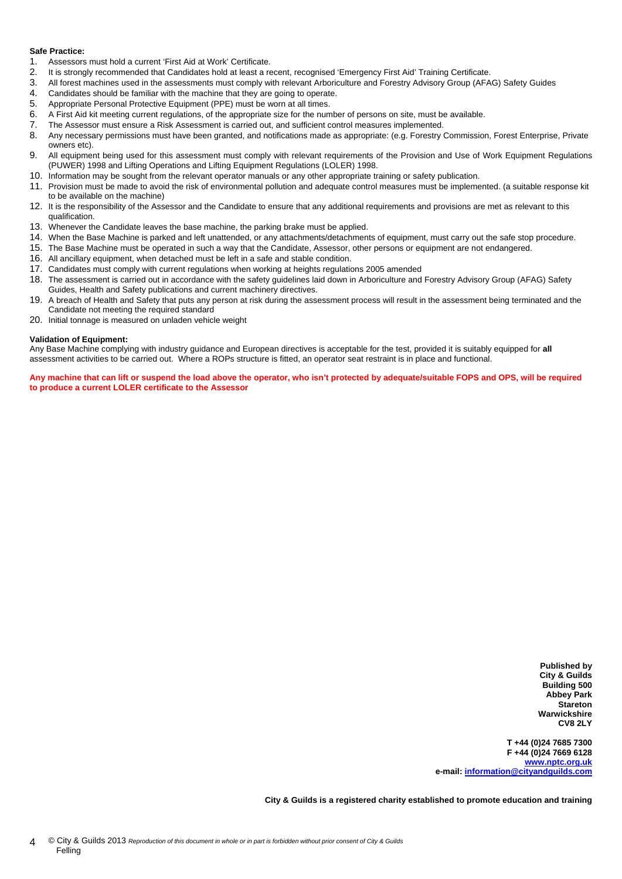**Safe Practice:**

1. Assessors must hold a current 'First Aid at Work' Certificate.
2. It is strongly recommended that Candidates hold at least a recent, recognised 'Emergency First Aid' Training Certificate.
3. All forest machines used in the assessments must comply with relevant Arboriculture and Forestry Advisory Group (AFAG) Safety Guides
4. Candidates should be familiar with the machine that they are going to operate.
5. Appropriate Personal Protective Equipment (PPE) must be worn at all times.
6. A First Aid kit meeting current regulations, of the appropriate size for the number of persons on site, must be available.
7. The Assessor must ensure a Risk Assessment is carried out, and sufficient control measures implemented.
8. Any necessary permissions must have been granted, and notifications made as appropriate: (e.g. Forestry Commission, Forest Enterprise, Private owners etc).
9. All equipment being used for this assessment must comply with relevant requirements of the Provision and Use of Work Equipment Regulations (PUWER) 1998 and Lifting Operations and Lifting Equipment Regulations (LOLER) 1998.
10. Information may be sought from the relevant operator manuals or any other appropriate training or safety publication.
11. Provision must be made to avoid the risk of environmental pollution and adequate control measures must be implemented. (a suitable response kit to be available on the machine)
12. It is the responsibility of the Assessor and the Candidate to ensure that any additional requirements and provisions are met as relevant to this qualification.
13. Whenever the Candidate leaves the base machine, the parking brake must be applied.
14. When the Base Machine is parked and left unattended, or any attachments/detachments of equipment, must carry out the safe stop procedure.
15. The Base Machine must be operated in such a way that the Candidate, Assessor, other persons or equipment are not endangered.
16. All ancillary equipment, when detached must be left in a safe and stable condition.
17. Candidates must comply with current regulations when working at heights regulations 2005 amended
18. The assessment is carried out in accordance with the safety guidelines laid down in Arboriculture and Forestry Advisory Group (AFAG) Safety Guides, Health and Safety publications and current machinery directives.
19. A breach of Health and Safety that puts any person at risk during the assessment process will result in the assessment being terminated and the Candidate not meeting the required standard
20. Initial tonnage is measured on unladen vehicle weight

**Validation of Equipment:**

Any Base Machine complying with industry guidance and European directives is acceptable for the test, provided it is suitably equipped for **all** assessment activities to be carried out. Where a ROPs structure is fitted, an operator seat restraint is in place and functional.

**Any machine that can lift or suspend the load above the operator, who isn't protected by adequate/suitable FOPS and OPS, will be required to produce a current LOLER certificate to the Assessor**

**Published by**
**City & Guilds**
**Building 500**
**Abbey Park**
**Stareton**
**Warwickshire**
**CV8 2LY**

**T +44 (0)24 7685 7300**
**F +44 (0)24 7669 6128**
**www.nptc.org.uk**
**e-mail: information@cityandguilds.com**

**City & Guilds is a registered charity established to promote education and training**

© City & Guilds 2013 *Reproduction of this document in whole or in part is forbidden without prior consent of City & Guilds*
Felling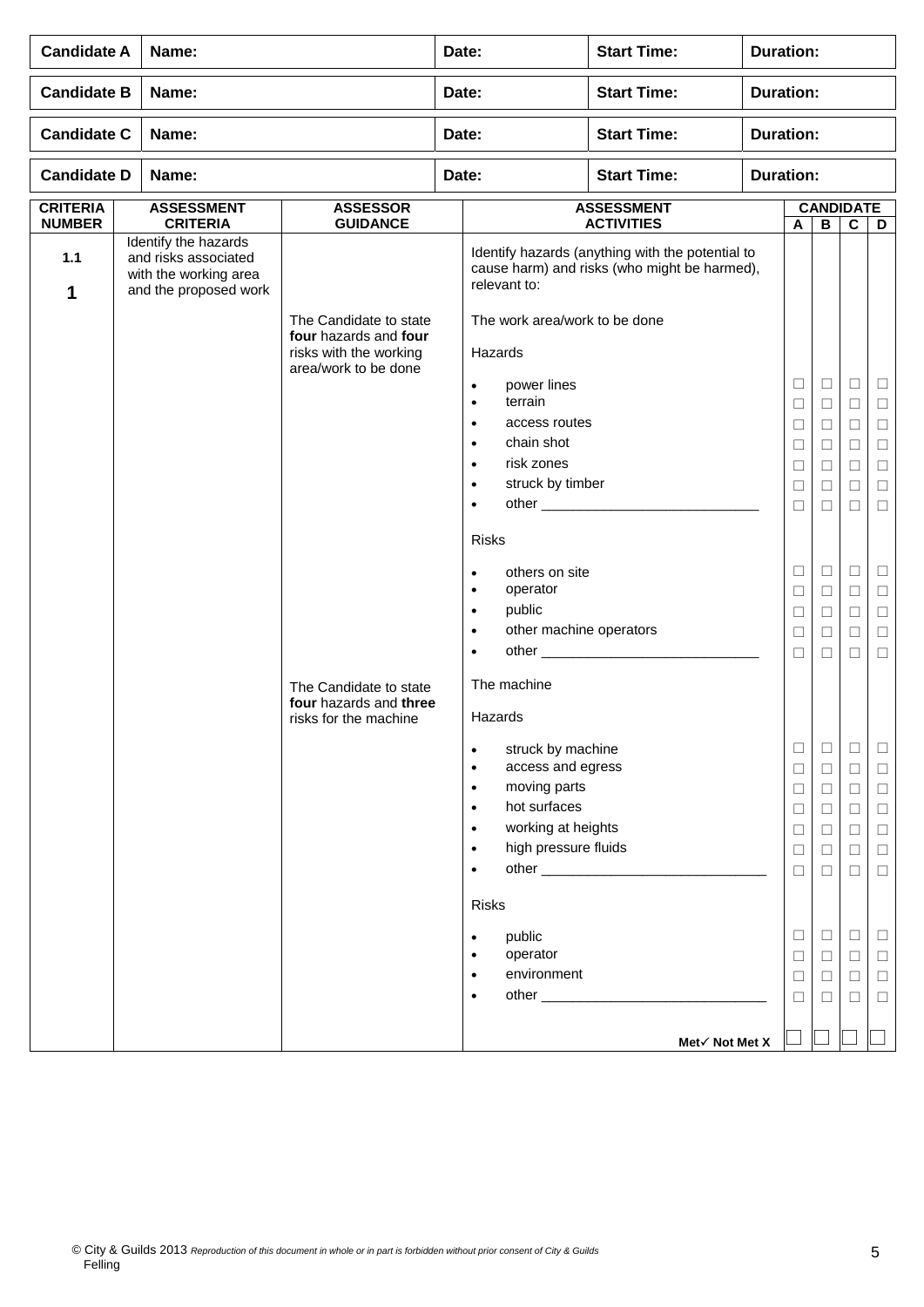| Candidate A | Name: | Date: | Start Time: | Duration: |
|---|---|---|---|---|
| **Candidate B** | **Name:** | **Date:** | **Start Time:** | **Duration:** |
| **Candidate C** | **Name:** | **Date:** | **Start Time:** | **Duration:** |
| **Candidate D** | **Name:** | **Date:** | **Start Time:** | **Duration:** |

| CRITERIA NUMBER | ASSESSMENT CRITERIA | ASSESSOR GUIDANCE | ASSESSMENT ACTIVITIES | CANDIDATE A | B | C | D |
|---|---|---|---|---|---|---|---|
| **1.1** **1** | Identify the hazards and risks associated with the working area and the proposed work | | Identify hazards (anything with the potential to cause harm) and risks (who might be harmed), relevant to: | | | | |
| | | The Candidate to state **four** hazards and **four** risks with the working area/work to be done | The work area/work to be done | | | | |
| | | | Hazards | | | | |
| | | | • power lines | ☐ | ☐ | ☐ | ☐ |
| | | | • terrain | ☐ | ☐ | ☐ | ☐ |
| | | | • access routes | ☐ | ☐ | ☐ | ☐ |
| | | | • chain shot | ☐ | ☐ | ☐ | ☐ |
| | | | • risk zones | ☐ | ☐ | ☐ | ☐ |
| | | | • struck by timber | ☐ | ☐ | ☐ | ☐ |
| | | | • other ____________________________ | ☐ | ☐ | ☐ | ☐ |
| | | | Risks | | | | |
| | | | • others on site | ☐ | ☐ | ☐ | ☐ |
| | | | • operator | ☐ | ☐ | ☐ | ☐ |
| | | | • public | ☐ | ☐ | ☐ | ☐ |
| | | | • other machine operators | ☐ | ☐ | ☐ | ☐ |
| | | | • other ____________________________ | ☐ | ☐ | ☐ | ☐ |
| | | The Candidate to state **four** hazards and **three** risks for the machine | The machine | | | | |
| | | | Hazards | | | | |
| | | | • struck by machine | ☐ | ☐ | ☐ | ☐ |
| | | | • access and egress | ☐ | ☐ | ☐ | ☐ |
| | | | • moving parts | ☐ | ☐ | ☐ | ☐ |
| | | | • hot surfaces | ☐ | ☐ | ☐ | ☐ |
| | | | • working at heights | ☐ | ☐ | ☐ | ☐ |
| | | | • high pressure fluids | ☐ | ☐ | ☐ | ☐ |
| | | | • other _____________________________ | ☐ | ☐ | ☐ | ☐ |
| | | | Risks | | | | |
| | | | • public | ☐ | ☐ | ☐ | ☐ |
| | | | • operator | ☐ | ☐ | ☐ | ☐ |
| | | | • environment | ☐ | ☐ | ☐ | ☐ |
| | | | • other _____________________________ | ☐ | ☐ | ☐ | ☐ |
| | | | **Met✓ Not Met X** | ☐ | ☐ | ☐ | ☐ |

© City & Guilds 2013 *Reproduction of this document in whole or in part is forbidden without prior consent of City & Guilds*
Felling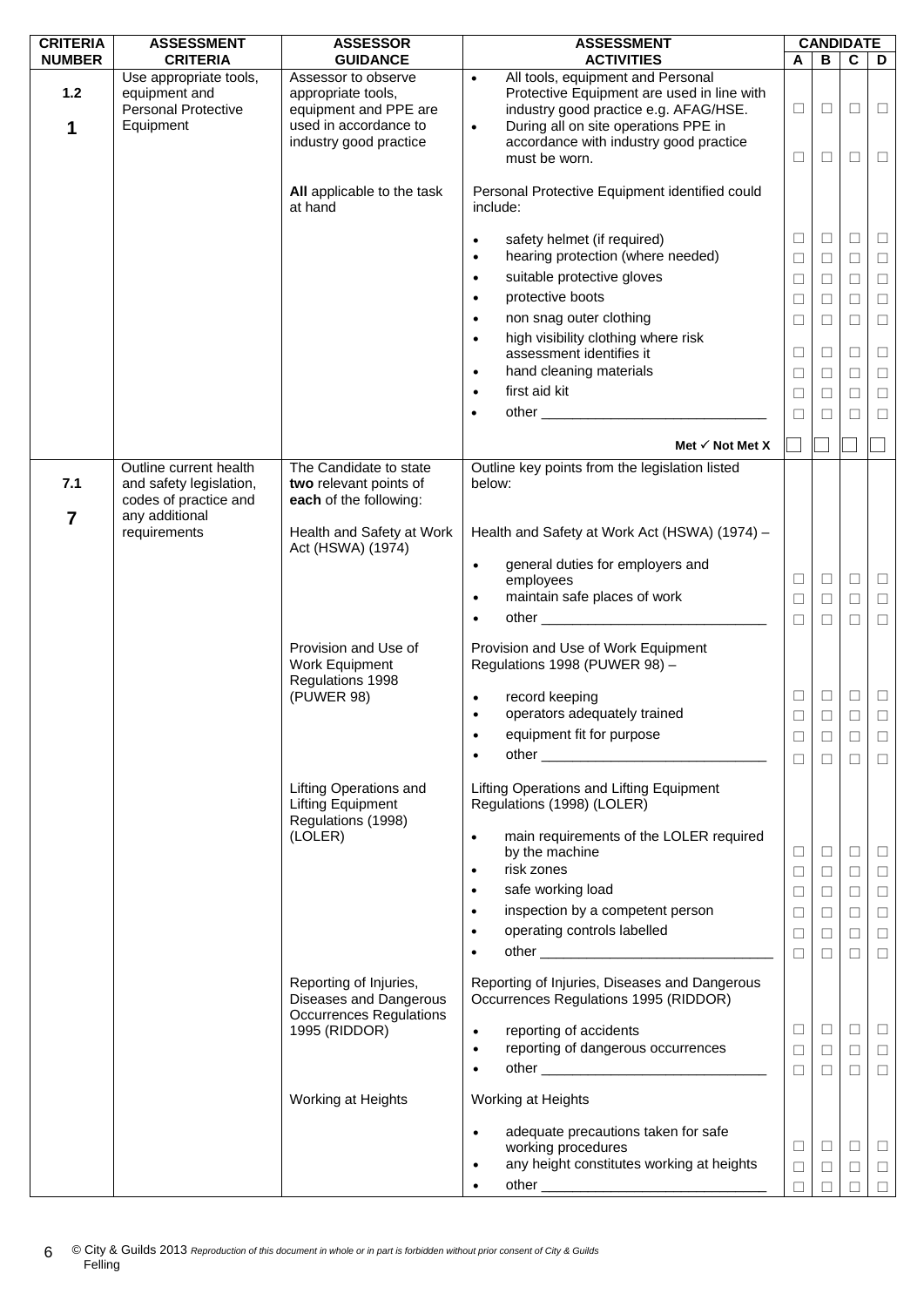| CRITERIA NUMBER | ASSESSMENT CRITERIA | ASSESSOR GUIDANCE | ASSESSMENT ACTIVITIES | CANDIDATE A | B | C | D |
|---|---|---|---|---|---|---|---|
| 1.2<br><br>**1** | Use appropriate tools, equipment and Personal Protective Equipment | Assessor to observe appropriate tools, equipment and PPE are used in accordance to industry good practice | • All tools, equipment and Personal Protective Equipment are used in line with industry good practice e.g. AFAG/HSE. | ☐ | ☐ | ☐ | ☐ |
| | | | • During all on site operations PPE in accordance with industry good practice must be worn. | ☐ | ☐ | ☐ | ☐ |
| | | **All** applicable to the task at hand | Personal Protective Equipment identified could include: | | | | |
| | | | • safety helmet (if required) | ☐ | ☐ | ☐ | ☐ |
| | | | • hearing protection (where needed) | ☐ | ☐ | ☐ | ☐ |
| | | | • suitable protective gloves | ☐ | ☐ | ☐ | ☐ |
| | | | • protective boots | ☐ | ☐ | ☐ | ☐ |
| | | | • non snag outer clothing | ☐ | ☐ | ☐ | ☐ |
| | | | • high visibility clothing where risk assessment identifies it | ☐ | ☐ | ☐ | ☐ |
| | | | • hand cleaning materials | ☐ | ☐ | ☐ | ☐ |
| | | | • first aid kit | ☐ | ☐ | ☐ | ☐ |
| | | | • other ____________________________ | ☐ | ☐ | ☐ | ☐ |
| | | | **Met ✓ Not Met X** | ☐ | ☐ | ☐ | ☐ |
| 7.1<br><br>**7** | Outline current health and safety legislation, codes of practice and any additional requirements | The Candidate to state **two** relevant points of **each** of the following: | Outline key points from the legislation listed below: | | | | |
| | | Health and Safety at Work Act (HSWA) (1974) | Health and Safety at Work Act (HSWA) (1974) – | | | | |
| | | | • general duties for employers and employees | ☐ | ☐ | ☐ | ☐ |
| | | | • maintain safe places of work | ☐ | ☐ | ☐ | ☐ |
| | | | • other ____________________________ | ☐ | ☐ | ☐ | ☐ |
| | | Provision and Use of Work Equipment Regulations 1998 (PUWER 98) | Provision and Use of Work Equipment Regulations 1998 (PUWER 98) – | | | | |
| | | | • record keeping | ☐ | ☐ | ☐ | ☐ |
| | | | • operators adequately trained | ☐ | ☐ | ☐ | ☐ |
| | | | • equipment fit for purpose | ☐ | ☐ | ☐ | ☐ |
| | | | • other ____________________________ | ☐ | ☐ | ☐ | ☐ |
| | | Lifting Operations and Lifting Equipment Regulations (1998) (LOLER) | Lifting Operations and Lifting Equipment Regulations (1998) (LOLER) | | | | |
| | | | • main requirements of the LOLER required by the machine | ☐ | ☐ | ☐ | ☐ |
| | | | • risk zones | ☐ | ☐ | ☐ | ☐ |
| | | | • safe working load | ☐ | ☐ | ☐ | ☐ |
| | | | • inspection by a competent person | ☐ | ☐ | ☐ | ☐ |
| | | | • operating controls labelled | ☐ | ☐ | ☐ | ☐ |
| | | | • other ____________________________ | ☐ | ☐ | ☐ | ☐ |
| | | Reporting of Injuries, Diseases and Dangerous Occurrences Regulations 1995 (RIDDOR) | Reporting of Injuries, Diseases and Dangerous Occurrences Regulations 1995 (RIDDOR) | | | | |
| | | | • reporting of accidents | ☐ | ☐ | ☐ | ☐ |
| | | | • reporting of dangerous occurrences | ☐ | ☐ | ☐ | ☐ |
| | | | • other ____________________________ | ☐ | ☐ | ☐ | ☐ |
| | | Working at Heights | Working at Heights | | | | |
| | | | • adequate precautions taken for safe working procedures | ☐ | ☐ | ☐ | ☐ |
| | | | • any height constitutes working at heights | ☐ | ☐ | ☐ | ☐ |
| | | | • other ____________________________ | ☐ | ☐ | ☐ | ☐ |

© City & Guilds 2013 *Reproduction of this document in whole or in part is forbidden without prior consent of City & Guilds*
Felling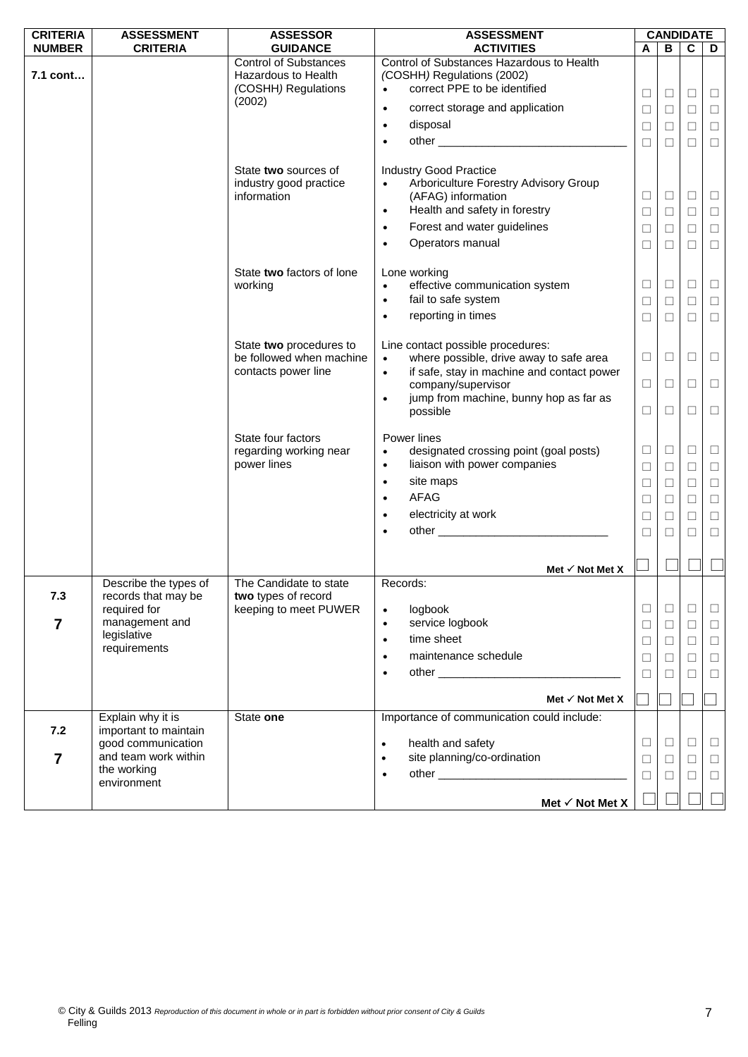| CRITERIA NUMBER | ASSESSMENT CRITERIA | ASSESSOR GUIDANCE | ASSESSMENT ACTIVITIES | CANDIDATE A | B | C | D |
|---|---|---|---|---|---|---|---|
| **7.1 cont…** | | Control of Substances Hazardous to Health (COSHH) Regulations (2002) | Control of Substances Hazardous to Health (COSHH) Regulations (2002)<br>• correct PPE to be identified<br>• correct storage and application<br>• disposal<br>• other ______________________________ | ☐ ☐ ☐ ☐ | ☐ ☐ ☐ ☐ | ☐ ☐ ☐ ☐ | ☐ ☐ ☐ ☐ |
| | | State **two** sources of industry good practice information | Industry Good Practice<br>• Arboriculture Forestry Advisory Group (AFAG) information<br>• Health and safety in forestry<br>• Forest and water guidelines<br>• Operators manual | ☐ ☐ ☐ ☐ | ☐ ☐ ☐ ☐ | ☐ ☐ ☐ ☐ | ☐ ☐ ☐ ☐ |
| | | State **two** factors of lone working | Lone working<br>• effective communication system<br>• fail to safe system<br>• reporting in times | ☐ ☐ ☐ | ☐ ☐ ☐ | ☐ ☐ ☐ | ☐ ☐ ☐ |
| | | State **two** procedures to be followed when machine contacts power line | Line contact possible procedures:<br>• where possible, drive away to safe area<br>• if safe, stay in machine and contact power company/supervisor<br>• jump from machine, bunny hop as far as possible | ☐ ☐ ☐ | ☐ ☐ ☐ | ☐ ☐ ☐ | ☐ ☐ ☐ |
| | | State four factors regarding working near power lines | Power lines<br>• designated crossing point (goal posts)<br>• liaison with power companies<br>• site maps<br>• AFAG<br>• electricity at work<br>• other ___________________________ | ☐ ☐ ☐ ☐ ☐ ☐ | ☐ ☐ ☐ ☐ ☐ ☐ | ☐ ☐ ☐ ☐ ☐ ☐ | ☐ ☐ ☐ ☐ ☐ ☐ |
| | | | **Met ✓ Not Met X** | ☐ | ☐ | ☐ | ☐ |
| **7.3**<br><br>**7** | Describe the types of records that may be required for management and legislative requirements | The Candidate to state **two** types of record keeping to meet PUWER | Records:<br>• logbook<br>• service logbook<br>• time sheet<br>• maintenance schedule<br>• other _____________________________ | ☐ ☐ ☐ ☐ ☐ | ☐ ☐ ☐ ☐ ☐ | ☐ ☐ ☐ ☐ ☐ | ☐ ☐ ☐ ☐ ☐ |
| | | | **Met ✓ Not Met X** | ☐ | ☐ | ☐ | ☐ |
| **7.2**<br><br>**7** | Explain why it is important to maintain good communication and team work within the working environment | State **one** | Importance of communication could include:<br>• health and safety<br>• site planning/co-ordination<br>• other ______________________________ | ☐ ☐ ☐ | ☐ ☐ ☐ | ☐ ☐ ☐ | ☐ ☐ ☐ |
| | | | **Met ✓ Not Met X** | ☐ | ☐ | ☐ | ☐ |

© City & Guilds 2013 *Reproduction of this document in whole or in part is forbidden without prior consent of City & Guilds*
Felling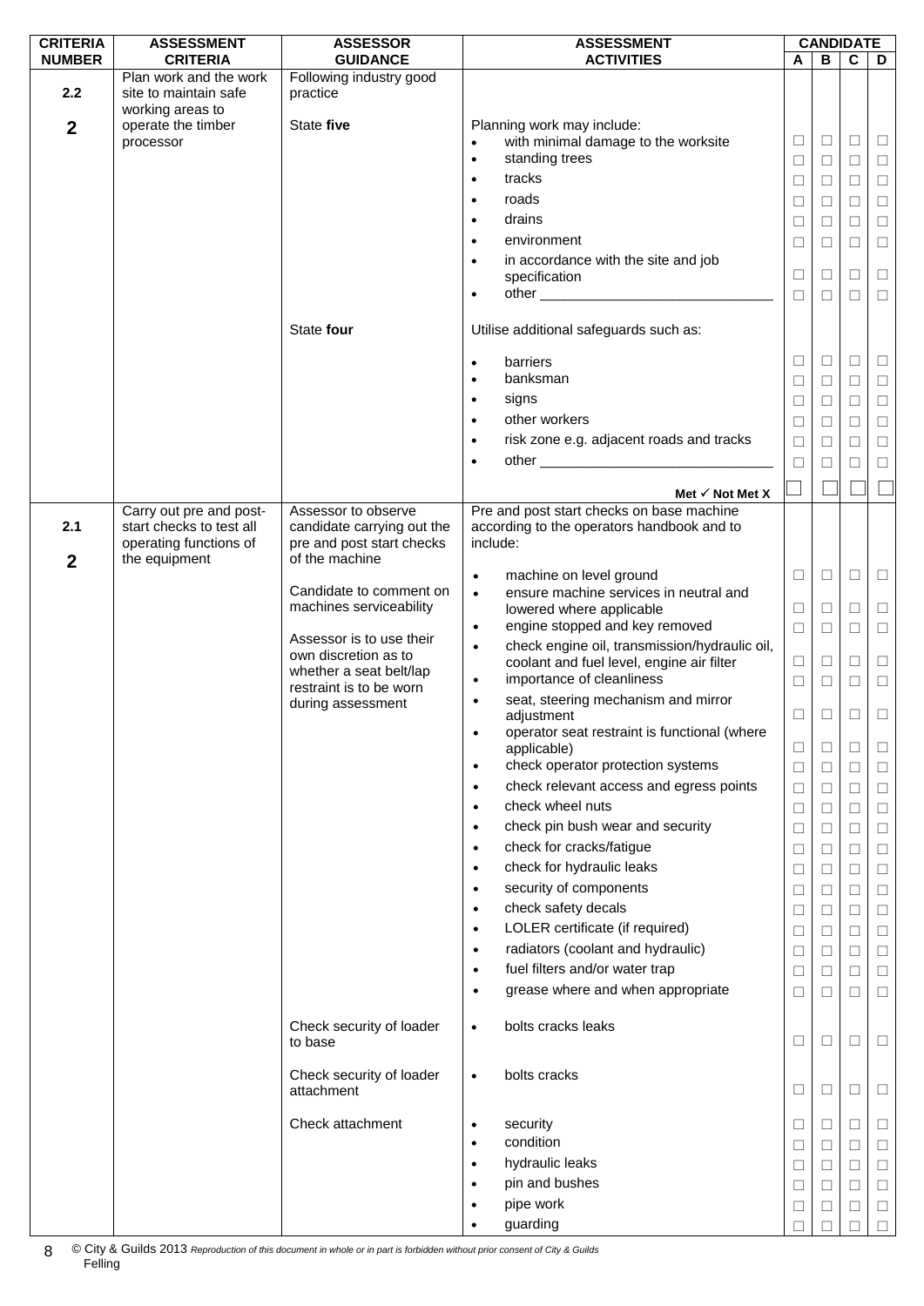| CRITERIA NUMBER | ASSESSMENT CRITERIA | ASSESSOR GUIDANCE | ASSESSMENT ACTIVITIES | CANDIDATE A | B | C | D |
|---|---|---|---|---|---|---|---|
| **2.2** | Plan work and the work site to maintain safe working areas to operate the timber processor | Following industry good practice | | | | | |
| **2** | | State **five** | Planning work may include: | | | | |
| | | | • with minimal damage to the worksite | ☐ | ☐ | ☐ | ☐ |
| | | | • standing trees | ☐ | ☐ | ☐ | ☐ |
| | | | • tracks | ☐ | ☐ | ☐ | ☐ |
| | | | • roads | ☐ | ☐ | ☐ | ☐ |
| | | | • drains | ☐ | ☐ | ☐ | ☐ |
| | | | • environment | ☐ | ☐ | ☐ | ☐ |
| | | | • in accordance with the site and job specification | ☐ | ☐ | ☐ | ☐ |
| | | | • other ______________________________ | ☐ | ☐ | ☐ | ☐ |
| | | State **four** | Utilise additional safeguards such as: | | | | |
| | | | • barriers | ☐ | ☐ | ☐ | ☐ |
| | | | • banksman | ☐ | ☐ | ☐ | ☐ |
| | | | • signs | ☐ | ☐ | ☐ | ☐ |
| | | | • other workers | ☐ | ☐ | ☐ | ☐ |
| | | | • risk zone e.g. adjacent roads and tracks | ☐ | ☐ | ☐ | ☐ |
| | | | • other ______________________________ | ☐ | ☐ | ☐ | ☐ |
| | | | **Met ✓ Not Met X** | ☐ | ☐ | ☐ | ☐ |
| **2.1** | Carry out pre and post-start checks to test all operating functions of the equipment | Assessor to observe candidate carrying out the pre and post start checks of the machine | Pre and post start checks on base machine according to the operators handbook and to include: | | | | |
| **2** | | Candidate to comment on machines serviceability | • machine on level ground | ☐ | ☐ | ☐ | ☐ |
| | | Assessor is to use their own discretion as to whether a seat belt/lap restraint is to be worn during assessment | • ensure machine services in neutral and lowered where applicable | ☐ | ☐ | ☐ | ☐ |
| | | | • engine stopped and key removed | ☐ | ☐ | ☐ | ☐ |
| | | | • check engine oil, transmission/hydraulic oil, coolant and fuel level, engine air filter | ☐ | ☐ | ☐ | ☐ |
| | | | • importance of cleanliness | ☐ | ☐ | ☐ | ☐ |
| | | | • seat, steering mechanism and mirror adjustment | ☐ | ☐ | ☐ | ☐ |
| | | | • operator seat restraint is functional (where applicable) | ☐ | ☐ | ☐ | ☐ |
| | | | • check operator protection systems | ☐ | ☐ | ☐ | ☐ |
| | | | • check relevant access and egress points | ☐ | ☐ | ☐ | ☐ |
| | | | • check wheel nuts | ☐ | ☐ | ☐ | ☐ |
| | | | • check pin bush wear and security | ☐ | ☐ | ☐ | ☐ |
| | | | • check for cracks/fatigue | ☐ | ☐ | ☐ | ☐ |
| | | | • check for hydraulic leaks | ☐ | ☐ | ☐ | ☐ |
| | | | • security of components | ☐ | ☐ | ☐ | ☐ |
| | | | • check safety decals | ☐ | ☐ | ☐ | ☐ |
| | | | • LOLER certificate (if required) | ☐ | ☐ | ☐ | ☐ |
| | | | • radiators (coolant and hydraulic) | ☐ | ☐ | ☐ | ☐ |
| | | | • fuel filters and/or water trap | ☐ | ☐ | ☐ | ☐ |
| | | | • grease where and when appropriate | ☐ | ☐ | ☐ | ☐ |
| | | Check security of loader to base | • bolts cracks leaks | ☐ | ☐ | ☐ | ☐ |
| | | Check security of loader attachment | • bolts cracks | ☐ | ☐ | ☐ | ☐ |
| | | Check attachment | • security | ☐ | ☐ | ☐ | ☐ |
| | | | • condition | ☐ | ☐ | ☐ | ☐ |
| | | | • hydraulic leaks | ☐ | ☐ | ☐ | ☐ |
| | | | • pin and bushes | ☐ | ☐ | ☐ | ☐ |
| | | | • pipe work | ☐ | ☐ | ☐ | ☐ |
| | | | • guarding | ☐ | ☐ | ☐ | ☐ |

© City & Guilds 2013 *Reproduction of this document in whole or in part is forbidden without prior consent of City & Guilds*
Felling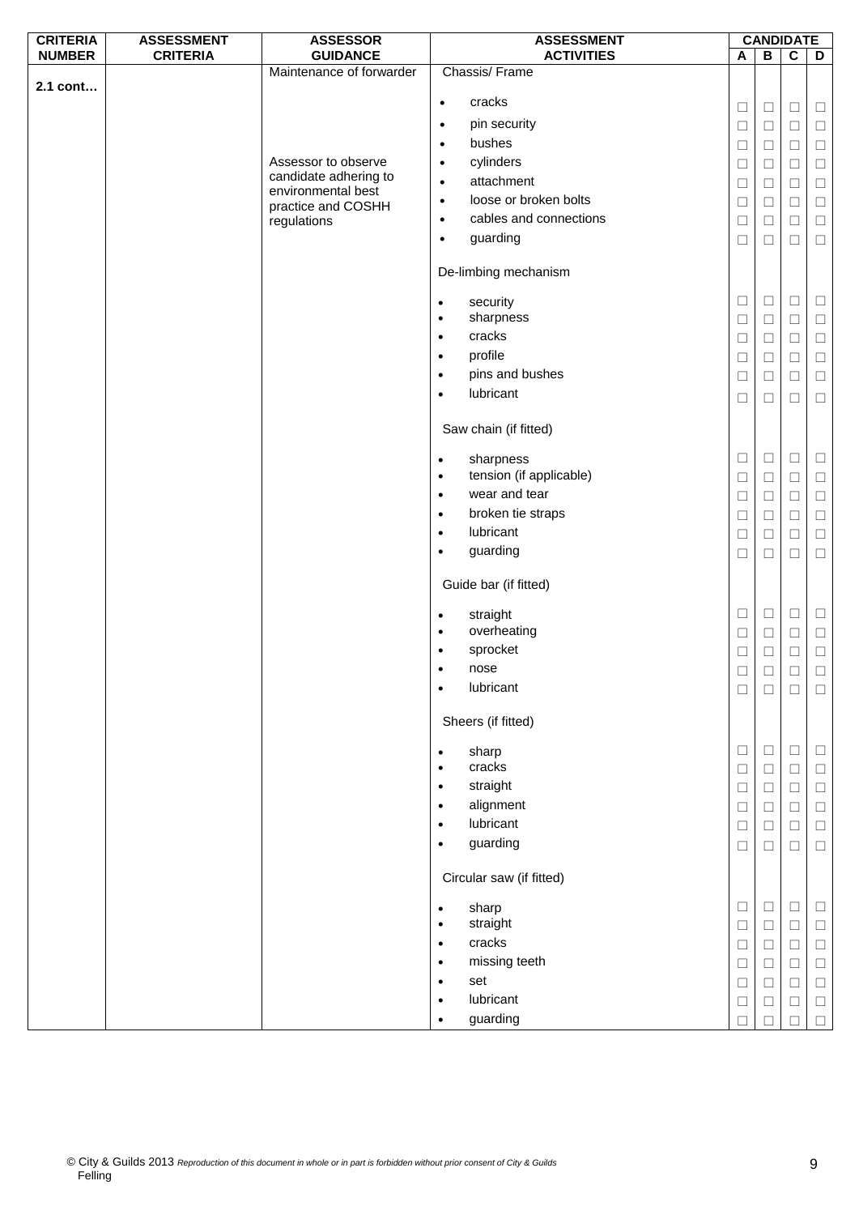| CRITERIA NUMBER | ASSESSMENT CRITERIA | ASSESSOR GUIDANCE | ASSESSMENT ACTIVITIES | CANDIDATE | | | |
|---|---|---|---|---|---|---|---|
| | | | | A | B | C | D |
| 2.1 cont… | | Maintenance of forwarder | Chassis/ Frame | | | | |
| | | | • cracks | ☐ | ☐ | ☐ | ☐ |
| | | | • pin security | ☐ | ☐ | ☐ | ☐ |
| | | | • bushes | ☐ | ☐ | ☐ | ☐ |
| | | Assessor to observe candidate adhering to environmental best practice and COSHH regulations | • cylinders | ☐ | ☐ | ☐ | ☐ |
| | | | • attachment | ☐ | ☐ | ☐ | ☐ |
| | | | • loose or broken bolts | ☐ | ☐ | ☐ | ☐ |
| | | | • cables and connections | ☐ | ☐ | ☐ | ☐ |
| | | | • guarding | ☐ | ☐ | ☐ | ☐ |
| | | | De-limbing mechanism | | | | |
| | | | • security | ☐ | ☐ | ☐ | ☐ |
| | | | • sharpness | ☐ | ☐ | ☐ | ☐ |
| | | | • cracks | ☐ | ☐ | ☐ | ☐ |
| | | | • profile | ☐ | ☐ | ☐ | ☐ |
| | | | • pins and bushes | ☐ | ☐ | ☐ | ☐ |
| | | | • lubricant | ☐ | ☐ | ☐ | ☐ |
| | | | Saw chain (if fitted) | | | | |
| | | | • sharpness | ☐ | ☐ | ☐ | ☐ |
| | | | • tension (if applicable) | ☐ | ☐ | ☐ | ☐ |
| | | | • wear and tear | ☐ | ☐ | ☐ | ☐ |
| | | | • broken tie straps | ☐ | ☐ | ☐ | ☐ |
| | | | • lubricant | ☐ | ☐ | ☐ | ☐ |
| | | | • guarding | ☐ | ☐ | ☐ | ☐ |
| | | | Guide bar (if fitted) | | | | |
| | | | • straight | ☐ | ☐ | ☐ | ☐ |
| | | | • overheating | ☐ | ☐ | ☐ | ☐ |
| | | | • sprocket | ☐ | ☐ | ☐ | ☐ |
| | | | • nose | ☐ | ☐ | ☐ | ☐ |
| | | | • lubricant | ☐ | ☐ | ☐ | ☐ |
| | | | Sheers (if fitted) | | | | |
| | | | • sharp | ☐ | ☐ | ☐ | ☐ |
| | | | • cracks | ☐ | ☐ | ☐ | ☐ |
| | | | • straight | ☐ | ☐ | ☐ | ☐ |
| | | | • alignment | ☐ | ☐ | ☐ | ☐ |
| | | | • lubricant | ☐ | ☐ | ☐ | ☐ |
| | | | • guarding | ☐ | ☐ | ☐ | ☐ |
| | | | Circular saw (if fitted) | | | | |
| | | | • sharp | ☐ | ☐ | ☐ | ☐ |
| | | | • straight | ☐ | ☐ | ☐ | ☐ |
| | | | • cracks | ☐ | ☐ | ☐ | ☐ |
| | | | • missing teeth | ☐ | ☐ | ☐ | ☐ |
| | | | • set | ☐ | ☐ | ☐ | ☐ |
| | | | • lubricant | ☐ | ☐ | ☐ | ☐ |
| | | | • guarding | ☐ | ☐ | ☐ | ☐ |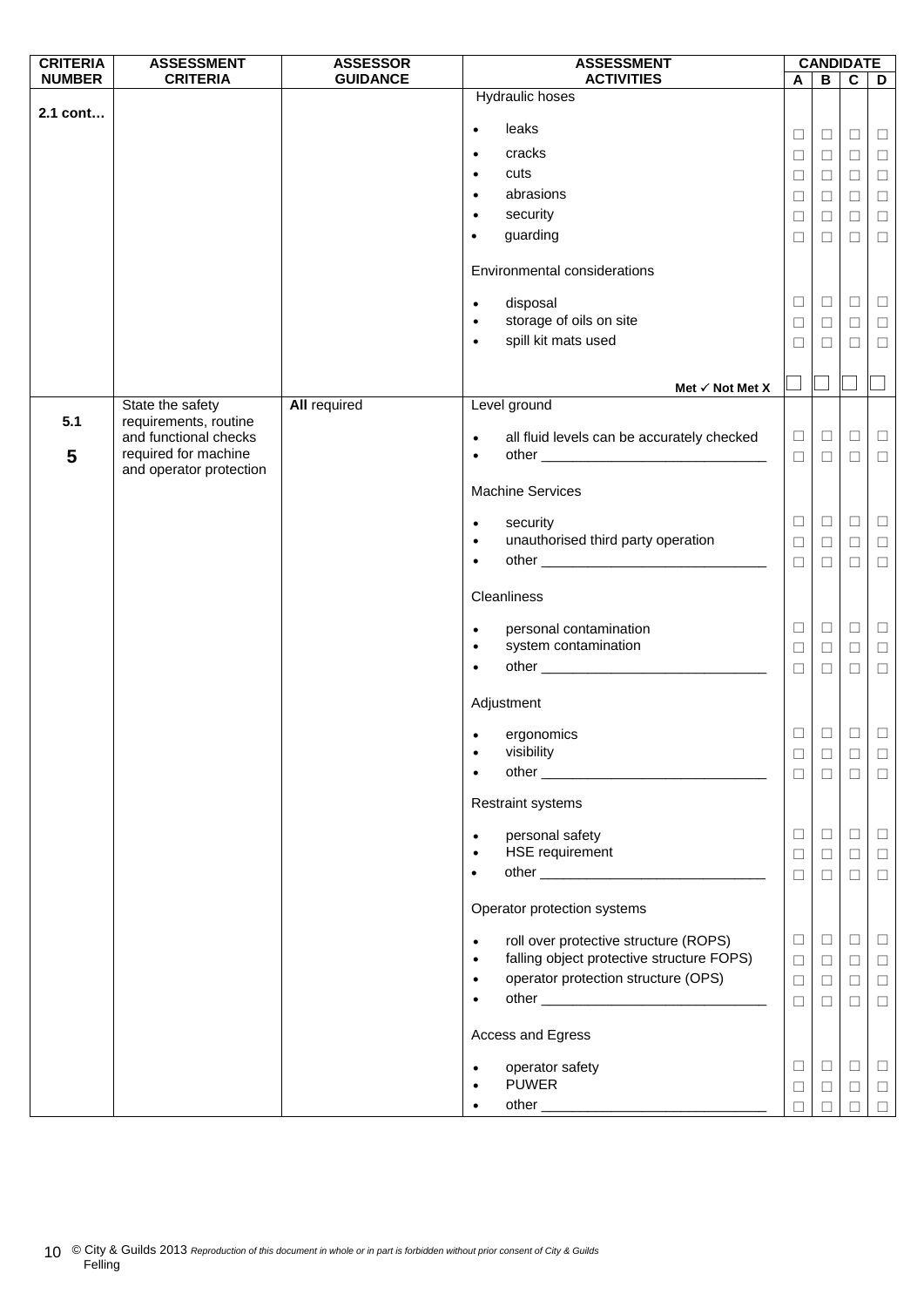| CRITERIA NUMBER | ASSESSMENT CRITERIA | ASSESSOR GUIDANCE | ASSESSMENT ACTIVITIES | CANDIDATE | | | |
|---|---|---|---|---|---|---|---|
| | | | | A | B | C | D |
| 2.1 cont… | | | Hydraulic hoses | | | | |
| | | | • leaks | ☐ | ☐ | ☐ | ☐ |
| | | | • cracks | ☐ | ☐ | ☐ | ☐ |
| | | | • cuts | ☐ | ☐ | ☐ | ☐ |
| | | | • abrasions | ☐ | ☐ | ☐ | ☐ |
| | | | • security | ☐ | ☐ | ☐ | ☐ |
| | | | • guarding | ☐ | ☐ | ☐ | ☐ |
| | | | Environmental considerations | | | | |
| | | | • disposal | ☐ | ☐ | ☐ | ☐ |
| | | | • storage of oils on site | ☐ | ☐ | ☐ | ☐ |
| | | | • spill kit mats used | ☐ | ☐ | ☐ | ☐ |
| | | | **Met ✓ Not Met X** | ☐ | ☐ | ☐ | ☐ |
| 5.1<br><br>**5** | State the safety requirements, routine and functional checks required for machine and operator protection | **All** required | Level ground | | | | |
| | | | • all fluid levels can be accurately checked | ☐ | ☐ | ☐ | ☐ |
| | | | • other ______________________________ | ☐ | ☐ | ☐ | ☐ |
| | | | Machine Services | | | | |
| | | | • security | ☐ | ☐ | ☐ | ☐ |
| | | | • unauthorised third party operation | ☐ | ☐ | ☐ | ☐ |
| | | | • other ______________________________ | ☐ | ☐ | ☐ | ☐ |
| | | | Cleanliness | | | | |
| | | | • personal contamination | ☐ | ☐ | ☐ | ☐ |
| | | | • system contamination | ☐ | ☐ | ☐ | ☐ |
| | | | • other ______________________________ | ☐ | ☐ | ☐ | ☐ |
| | | | Adjustment | | | | |
| | | | • ergonomics | ☐ | ☐ | ☐ | ☐ |
| | | | • visibility | ☐ | ☐ | ☐ | ☐ |
| | | | • other ______________________________ | ☐ | ☐ | ☐ | ☐ |
| | | | Restraint systems | | | | |
| | | | • personal safety | ☐ | ☐ | ☐ | ☐ |
| | | | • HSE requirement | ☐ | ☐ | ☐ | ☐ |
| | | | • other ______________________________ | ☐ | ☐ | ☐ | ☐ |
| | | | Operator protection systems | | | | |
| | | | • roll over protective structure (ROPS) | ☐ | ☐ | ☐ | ☐ |
| | | | • falling object protective structure FOPS) | ☐ | ☐ | ☐ | ☐ |
| | | | • operator protection structure (OPS) | ☐ | ☐ | ☐ | ☐ |
| | | | • other ______________________________ | ☐ | ☐ | ☐ | ☐ |
| | | | Access and Egress | | | | |
| | | | • operator safety | ☐ | ☐ | ☐ | ☐ |
| | | | • PUWER | ☐ | ☐ | ☐ | ☐ |
| | | | • other ______________________________ | ☐ | ☐ | ☐ | ☐ |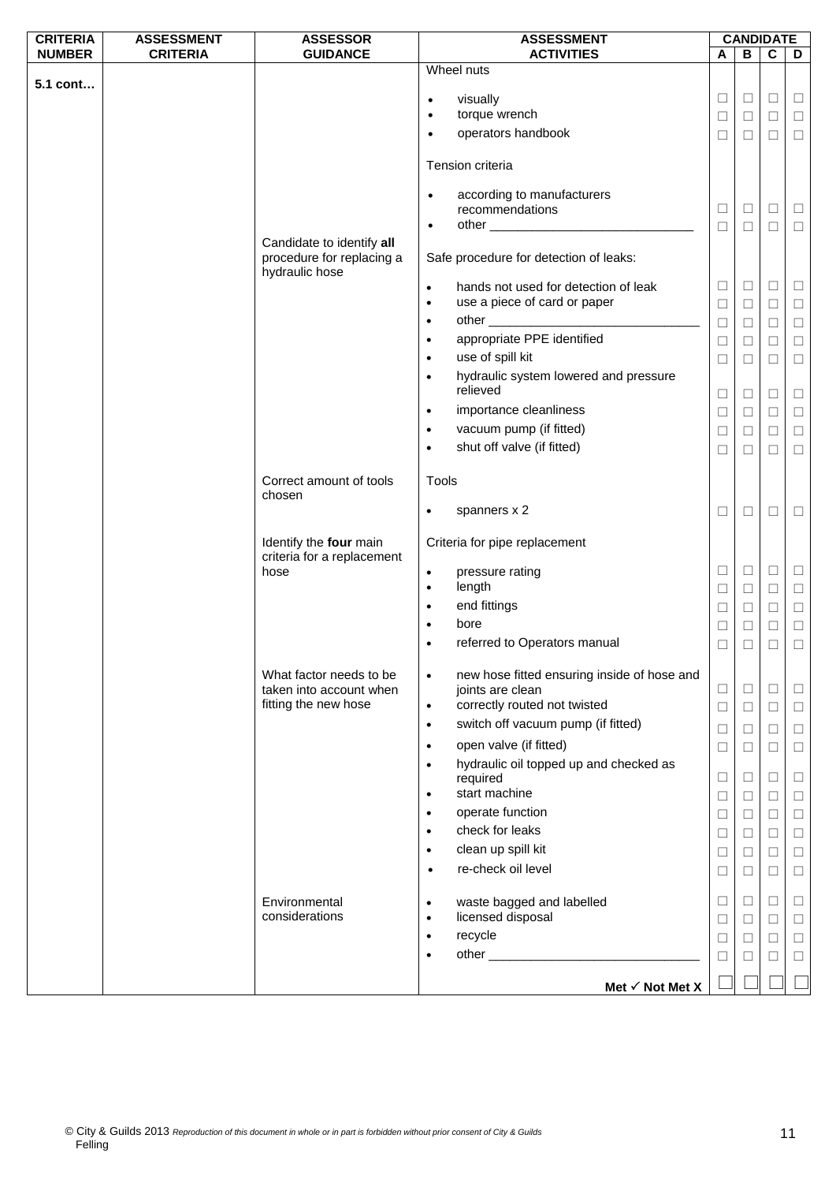| CRITERIA NUMBER | ASSESSMENT CRITERIA | ASSESSOR GUIDANCE | ASSESSMENT ACTIVITIES | CANDIDATE A | B | C | D |
|---|---|---|---|---|---|---|---|
| 5.1 cont… | | | Wheel nuts | | | | |
| | | | • visually | ☐ | ☐ | ☐ | ☐ |
| | | | • torque wrench | ☐ | ☐ | ☐ | ☐ |
| | | | • operators handbook | ☐ | ☐ | ☐ | ☐ |
| | | | Tension criteria | | | | |
| | | | • according to manufacturers recommendations | ☐ | ☐ | ☐ | ☐ |
| | | | • other ______________________________ | ☐ | ☐ | ☐ | ☐ |
| | | Candidate to identify **all** procedure for replacing a hydraulic hose | Safe procedure for detection of leaks: | | | | |
| | | | • hands not used for detection of leak | ☐ | ☐ | ☐ | ☐ |
| | | | • use a piece of card or paper | ☐ | ☐ | ☐ | ☐ |
| | | | • other ______________________________ | ☐ | ☐ | ☐ | ☐ |
| | | | • appropriate PPE identified | ☐ | ☐ | ☐ | ☐ |
| | | | • use of spill kit | ☐ | ☐ | ☐ | ☐ |
| | | | • hydraulic system lowered and pressure relieved | ☐ | ☐ | ☐ | ☐ |
| | | | • importance cleanliness | ☐ | ☐ | ☐ | ☐ |
| | | | • vacuum pump (if fitted) | ☐ | ☐ | ☐ | ☐ |
| | | | • shut off valve (if fitted) | ☐ | ☐ | ☐ | ☐ |
| | | Correct amount of tools chosen | Tools | | | | |
| | | | • spanners x 2 | ☐ | ☐ | ☐ | ☐ |
| | | Identify the **four** main criteria for a replacement hose | Criteria for pipe replacement | | | | |
| | | | • pressure rating | ☐ | ☐ | ☐ | ☐ |
| | | | • length | ☐ | ☐ | ☐ | ☐ |
| | | | • end fittings | ☐ | ☐ | ☐ | ☐ |
| | | | • bore | ☐ | ☐ | ☐ | ☐ |
| | | | • referred to Operators manual | ☐ | ☐ | ☐ | ☐ |
| | | What factor needs to be taken into account when fitting the new hose | • new hose fitted ensuring inside of hose and joints are clean | ☐ | ☐ | ☐ | ☐ |
| | | | • correctly routed not twisted | ☐ | ☐ | ☐ | ☐ |
| | | | • switch off vacuum pump (if fitted) | ☐ | ☐ | ☐ | ☐ |
| | | | • open valve (if fitted) | ☐ | ☐ | ☐ | ☐ |
| | | | • hydraulic oil topped up and checked as required | ☐ | ☐ | ☐ | ☐ |
| | | | • start machine | ☐ | ☐ | ☐ | ☐ |
| | | | • operate function | ☐ | ☐ | ☐ | ☐ |
| | | | • check for leaks | ☐ | ☐ | ☐ | ☐ |
| | | | • clean up spill kit | ☐ | ☐ | ☐ | ☐ |
| | | | • re-check oil level | ☐ | ☐ | ☐ | ☐ |
| | | Environmental considerations | • waste bagged and labelled | ☐ | ☐ | ☐ | ☐ |
| | | | • licensed disposal | ☐ | ☐ | ☐ | ☐ |
| | | | • recycle | ☐ | ☐ | ☐ | ☐ |
| | | | • other ______________________________ | ☐ | ☐ | ☐ | ☐ |
| | | | **Met ✓ Not Met X** | ☐ | ☐ | ☐ | ☐ |

© City & Guilds 2013 *Reproduction of this document in whole or in part is forbidden without prior consent of City & Guilds*
Felling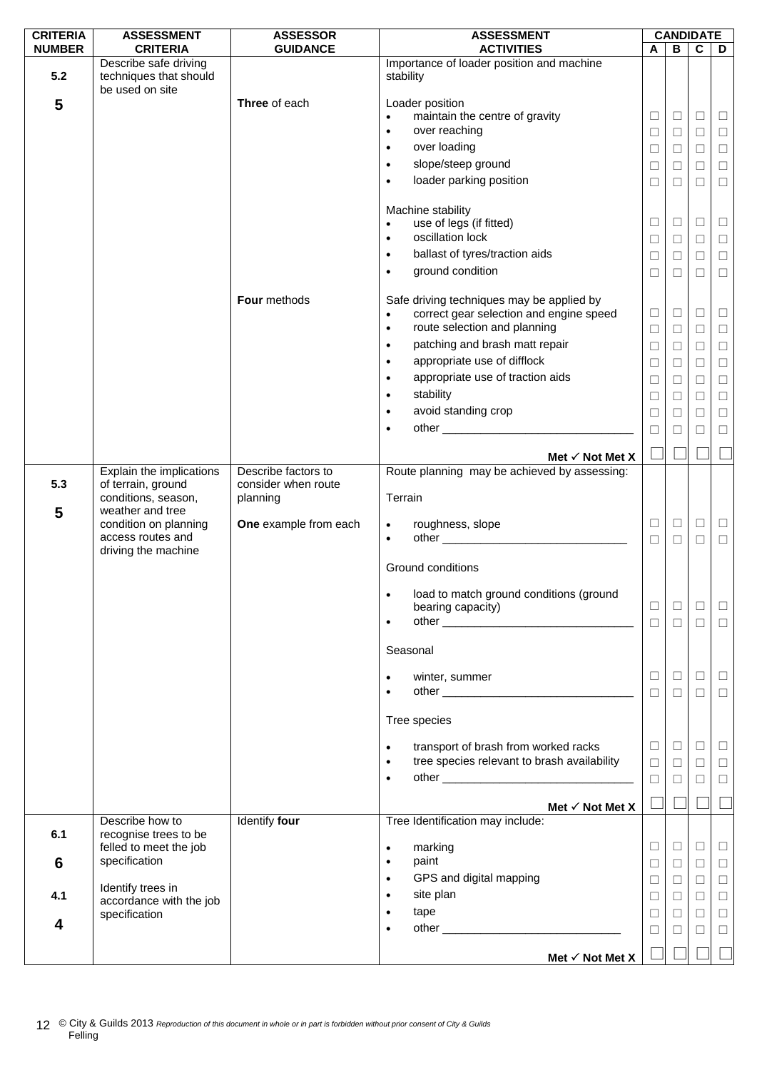| CRITERIA NUMBER | ASSESSMENT CRITERIA | ASSESSOR GUIDANCE | ASSESSMENT ACTIVITIES | CANDIDATE A | B | C | D |
|---|---|---|---|---|---|---|---|
| 5.2<br><br>5 | Describe safe driving techniques that should be used on site | | Importance of loader position and machine stability | | | | |
| | | Three of each | Loader position | | | | |
| | | | • maintain the centre of gravity | ☐ | ☐ | ☐ | ☐ |
| | | | • over reaching | ☐ | ☐ | ☐ | ☐ |
| | | | • over loading | ☐ | ☐ | ☐ | ☐ |
| | | | • slope/steep ground | ☐ | ☐ | ☐ | ☐ |
| | | | • loader parking position | ☐ | ☐ | ☐ | ☐ |
| | | | Machine stability | | | | |
| | | | • use of legs (if fitted) | ☐ | ☐ | ☐ | ☐ |
| | | | • oscillation lock | ☐ | ☐ | ☐ | ☐ |
| | | | • ballast of tyres/traction aids | ☐ | ☐ | ☐ | ☐ |
| | | | • ground condition | ☐ | ☐ | ☐ | ☐ |
| | | Four methods | Safe driving techniques may be applied by | | | | |
| | | | • correct gear selection and engine speed | ☐ | ☐ | ☐ | ☐ |
| | | | • route selection and planning | ☐ | ☐ | ☐ | ☐ |
| | | | • patching and brash matt repair | ☐ | ☐ | ☐ | ☐ |
| | | | • appropriate use of difflock | ☐ | ☐ | ☐ | ☐ |
| | | | • appropriate use of traction aids | ☐ | ☐ | ☐ | ☐ |
| | | | • stability | ☐ | ☐ | ☐ | ☐ |
| | | | • avoid standing crop | ☐ | ☐ | ☐ | ☐ |
| | | | • other ______________________________ | ☐ | ☐ | ☐ | ☐ |
| | | | **Met ✓ Not Met X** | ☐ | ☐ | ☐ | ☐ |
| 5.3<br><br>5 | Explain the implications of terrain, ground conditions, season, weather and tree condition on planning access routes and driving the machine | Describe factors to consider when route planning<br><br>**One** example from each | Route planning may be achieved by assessing: | | | | |
| | | | Terrain | | | | |
| | | | • roughness, slope | ☐ | ☐ | ☐ | ☐ |
| | | | • other ______________________________ | ☐ | ☐ | ☐ | ☐ |
| | | | Ground conditions | | | | |
| | | | • load to match ground conditions (ground bearing capacity) | ☐ | ☐ | ☐ | ☐ |
| | | | • other ______________________________ | ☐ | ☐ | ☐ | ☐ |
| | | | Seasonal | | | | |
| | | | • winter, summer | ☐ | ☐ | ☐ | ☐ |
| | | | • other ______________________________ | ☐ | ☐ | ☐ | ☐ |
| | | | Tree species | | | | |
| | | | • transport of brash from worked racks | ☐ | ☐ | ☐ | ☐ |
| | | | • tree species relevant to brash availability | ☐ | ☐ | ☐ | ☐ |
| | | | • other ______________________________ | ☐ | ☐ | ☐ | ☐ |
| | | | **Met ✓ Not Met X** | ☐ | ☐ | ☐ | ☐ |
| 6.1<br><br>6<br><br>4.1<br><br>4 | Describe how to recognise trees to be felled to meet the job specification<br><br>Identify trees in accordance with the job specification | Identify **four** | Tree Identification may include: | | | | |
| | | | • marking | ☐ | ☐ | ☐ | ☐ |
| | | | • paint | ☐ | ☐ | ☐ | ☐ |
| | | | • GPS and digital mapping | ☐ | ☐ | ☐ | ☐ |
| | | | • site plan | ☐ | ☐ | ☐ | ☐ |
| | | | • tape | ☐ | ☐ | ☐ | ☐ |
| | | | • other ____________________________ | ☐ | ☐ | ☐ | ☐ |
| | | | **Met ✓ Not Met X** | ☐ | ☐ | ☐ | ☐ |

© City & Guilds 2013 *Reproduction of this document in whole or in part is forbidden without prior consent of City & Guilds*
Felling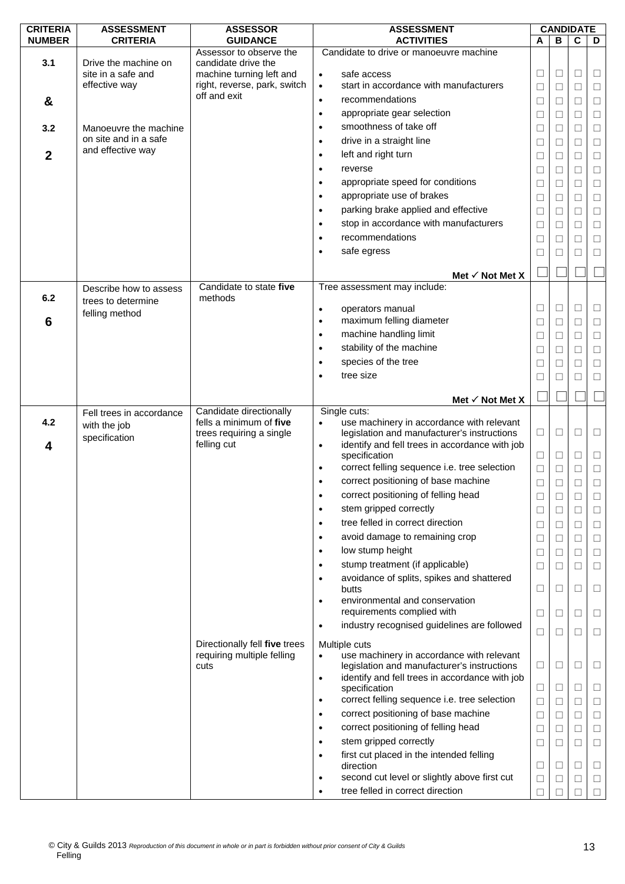| CRITERIA NUMBER | ASSESSMENT CRITERIA | ASSESSOR GUIDANCE | ASSESSMENT ACTIVITIES | CANDIDATE A | B | C | D |
|---|---|---|---|---|---|---|---|
| 3.1 & 3.2 **2** | Drive the machine on site in a safe and effective way<br><br>Manoeuvre the machine on site and in a safe and effective way | Assessor to observe the candidate drive the machine turning left and right, reverse, park, switch off and exit | Candidate to drive or manoeuvre machine | | | | |
| | | | • safe access | ☐ | ☐ | ☐ | ☐ |
| | | | • start in accordance with manufacturers | ☐ | ☐ | ☐ | ☐ |
| | | | • recommendations | ☐ | ☐ | ☐ | ☐ |
| | | | • appropriate gear selection | ☐ | ☐ | ☐ | ☐ |
| | | | • smoothness of take off | ☐ | ☐ | ☐ | ☐ |
| | | | • drive in a straight line | ☐ | ☐ | ☐ | ☐ |
| | | | • left and right turn | ☐ | ☐ | ☐ | ☐ |
| | | | • reverse | ☐ | ☐ | ☐ | ☐ |
| | | | • appropriate speed for conditions | ☐ | ☐ | ☐ | ☐ |
| | | | • appropriate use of brakes | ☐ | ☐ | ☐ | ☐ |
| | | | • parking brake applied and effective | ☐ | ☐ | ☐ | ☐ |
| | | | • stop in accordance with manufacturers | ☐ | ☐ | ☐ | ☐ |
| | | | • recommendations | ☐ | ☐ | ☐ | ☐ |
| | | | • safe egress | ☐ | ☐ | ☐ | ☐ |
| | | | **Met ✓ Not Met X** | ☐ | ☐ | ☐ | ☐ |
| 6.2 **6** | Describe how to assess trees to determine felling method | Candidate to state **five** methods | Tree assessment may include: | | | | |
| | | | • operators manual | ☐ | ☐ | ☐ | ☐ |
| | | | • maximum felling diameter | ☐ | ☐ | ☐ | ☐ |
| | | | • machine handling limit | ☐ | ☐ | ☐ | ☐ |
| | | | • stability of the machine | ☐ | ☐ | ☐ | ☐ |
| | | | • species of the tree | ☐ | ☐ | ☐ | ☐ |
| | | | • tree size | ☐ | ☐ | ☐ | ☐ |
| | | | **Met ✓ Not Met X** | ☐ | ☐ | ☐ | ☐ |
| 4.2 **4** | Fell trees in accordance with the job specification | Candidate directionally fells a minimum of **five** trees requiring a single felling cut | Single cuts: | | | | |
| | | | • use machinery in accordance with relevant legislation and manufacturer's instructions | ☐ | ☐ | ☐ | ☐ |
| | | | • identify and fell trees in accordance with job specification | ☐ | ☐ | ☐ | ☐ |
| | | | • correct felling sequence i.e. tree selection | ☐ | ☐ | ☐ | ☐ |
| | | | • correct positioning of base machine | ☐ | ☐ | ☐ | ☐ |
| | | | • correct positioning of felling head | ☐ | ☐ | ☐ | ☐ |
| | | | • stem gripped correctly | ☐ | ☐ | ☐ | ☐ |
| | | | • tree felled in correct direction | ☐ | ☐ | ☐ | ☐ |
| | | | • avoid damage to remaining crop | ☐ | ☐ | ☐ | ☐ |
| | | | • low stump height | ☐ | ☐ | ☐ | ☐ |
| | | | • stump treatment (if applicable) | ☐ | ☐ | ☐ | ☐ |
| | | | • avoidance of splits, spikes and shattered butts | ☐ | ☐ | ☐ | ☐ |
| | | | • environmental and conservation requirements complied with | ☐ | ☐ | ☐ | ☐ |
| | | | • industry recognised guidelines are followed | ☐ | ☐ | ☐ | ☐ |
| | | Directionally fell **five** trees requiring multiple felling cuts | Multiple cuts | | | | |
| | | | • use machinery in accordance with relevant legislation and manufacturer's instructions | ☐ | ☐ | ☐ | ☐ |
| | | | • identify and fell trees in accordance with job specification | ☐ | ☐ | ☐ | ☐ |
| | | | • correct felling sequence i.e. tree selection | ☐ | ☐ | ☐ | ☐ |
| | | | • correct positioning of base machine | ☐ | ☐ | ☐ | ☐ |
| | | | • correct positioning of felling head | ☐ | ☐ | ☐ | ☐ |
| | | | • stem gripped correctly | ☐ | ☐ | ☐ | ☐ |
| | | | • first cut placed in the intended felling direction | ☐ | ☐ | ☐ | ☐ |
| | | | • second cut level or slightly above first cut | ☐ | ☐ | ☐ | ☐ |
| | | | • tree felled in correct direction | ☐ | ☐ | ☐ | ☐ |

© City & Guilds 2013 *Reproduction of this document in whole or in part is forbidden without prior consent of City & Guilds*
Felling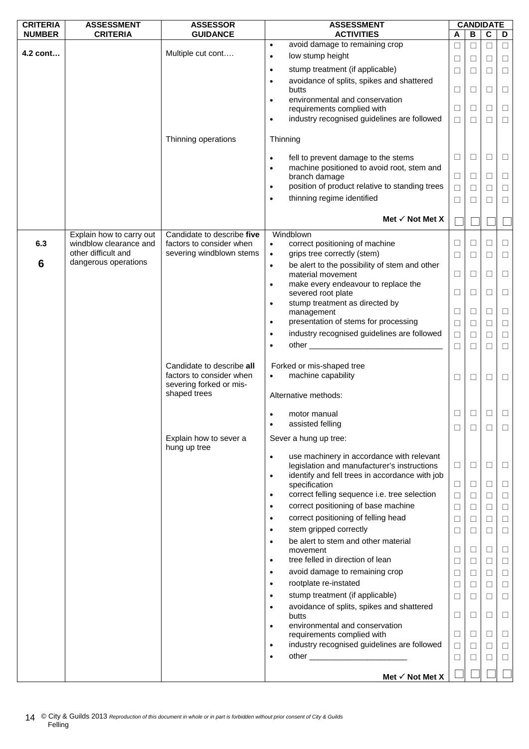| CRITERIA NUMBER | ASSESSMENT CRITERIA | ASSESSOR GUIDANCE | ASSESSMENT ACTIVITIES | CANDIDATE A | B | C | D |
|---|---|---|---|---|---|---|---|
| **4.2 cont…** | | Multiple cut cont…. | • avoid damage to remaining crop | ☐ | ☐ | ☐ | ☐ |
| | | | • low stump height | ☐ | ☐ | ☐ | ☐ |
| | | | • stump treatment (if applicable) | ☐ | ☐ | ☐ | ☐ |
| | | | • avoidance of splits, spikes and shattered butts | ☐ | ☐ | ☐ | ☐ |
| | | | • environmental and conservation requirements complied with | ☐ | ☐ | ☐ | ☐ |
| | | | • industry recognised guidelines are followed | ☐ | ☐ | ☐ | ☐ |
| | | Thinning operations | Thinning | | | | |
| | | | • fell to prevent damage to the stems | ☐ | ☐ | ☐ | ☐ |
| | | | • machine positioned to avoid root, stem and branch damage | ☐ | ☐ | ☐ | ☐ |
| | | | • position of product relative to standing trees | ☐ | ☐ | ☐ | ☐ |
| | | | • thinning regime identified | ☐ | ☐ | ☐ | ☐ |
| | | | **Met ✓ Not Met X** | ☐ | ☐ | ☐ | ☐ |
| **6.3** **6** | Explain how to carry out windblow clearance and other difficult and dangerous operations | Candidate to describe **five** factors to consider when severing windblown stems | Windblown | | | | |
| | | | • correct positioning of machine | ☐ | ☐ | ☐ | ☐ |
| | | | • grips tree correctly (stem) | ☐ | ☐ | ☐ | ☐ |
| | | | • be alert to the possibility of stem and other material movement | ☐ | ☐ | ☐ | ☐ |
| | | | • make every endeavour to replace the severed root plate | ☐ | ☐ | ☐ | ☐ |
| | | | • stump treatment as directed by management | ☐ | ☐ | ☐ | ☐ |
| | | | • presentation of stems for processing | ☐ | ☐ | ☐ | ☐ |
| | | | • industry recognised guidelines are followed | ☐ | ☐ | ☐ | ☐ |
| | | | • other ______________________________ | ☐ | ☐ | ☐ | ☐ |
| | | Candidate to describe **all** factors to consider when severing forked or mis-shaped trees | Forked or mis-shaped tree | | | | |
| | | | • machine capability | ☐ | ☐ | ☐ | ☐ |
| | | | Alternative methods: | | | | |
| | | | • motor manual | ☐ | ☐ | ☐ | ☐ |
| | | | • assisted felling | ☐ | ☐ | ☐ | ☐ |
| | | Explain how to sever a hung up tree | Sever a hung up tree: | | | | |
| | | | • use machinery in accordance with relevant legislation and manufacturer's instructions | ☐ | ☐ | ☐ | ☐ |
| | | | • identify and fell trees in accordance with job specification | ☐ | ☐ | ☐ | ☐ |
| | | | • correct felling sequence i.e. tree selection | ☐ | ☐ | ☐ | ☐ |
| | | | • correct positioning of base machine | ☐ | ☐ | ☐ | ☐ |
| | | | • correct positioning of felling head | ☐ | ☐ | ☐ | ☐ |
| | | | • stem gripped correctly | ☐ | ☐ | ☐ | ☐ |
| | | | • be alert to stem and other material movement | ☐ | ☐ | ☐ | ☐ |
| | | | • tree felled in direction of lean | ☐ | ☐ | ☐ | ☐ |
| | | | • avoid damage to remaining crop | ☐ | ☐ | ☐ | ☐ |
| | | | • rootplate re-instated | ☐ | ☐ | ☐ | ☐ |
| | | | • stump treatment (if applicable) | ☐ | ☐ | ☐ | ☐ |
| | | | • avoidance of splits, spikes and shattered butts | ☐ | ☐ | ☐ | ☐ |
| | | | • environmental and conservation requirements complied with | ☐ | ☐ | ☐ | ☐ |
| | | | • industry recognised guidelines are followed | ☐ | ☐ | ☐ | ☐ |
| | | | • other ______________________ | ☐ | ☐ | ☐ | ☐ |
| | | | **Met ✓ Not Met X** | ☐ | ☐ | ☐ | ☐ |

© City & Guilds 2013 *Reproduction of this document in whole or in part is forbidden without prior consent of City & Guilds*
Felling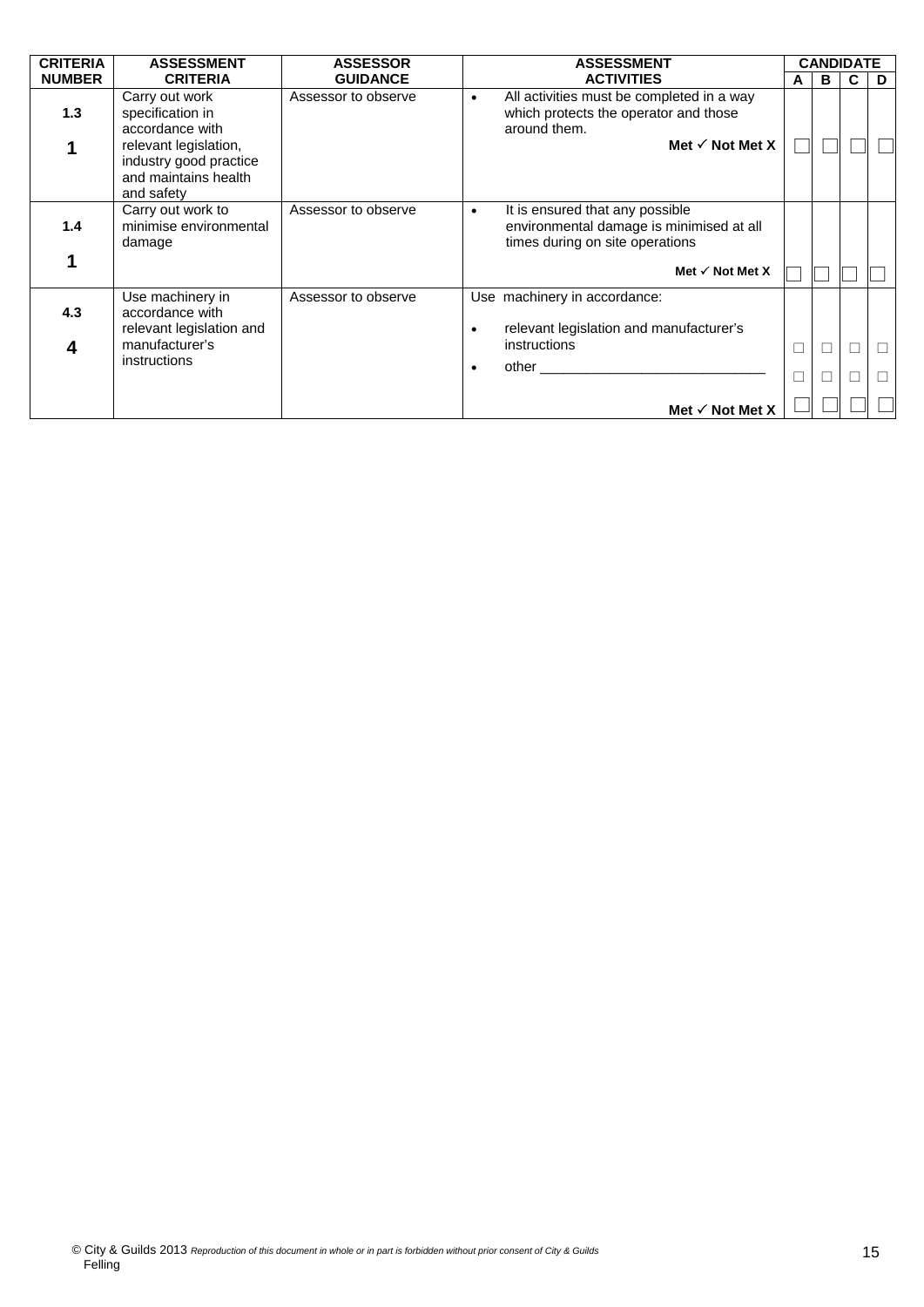| CRITERIA NUMBER | ASSESSMENT CRITERIA | ASSESSOR GUIDANCE | ASSESSMENT ACTIVITIES | CANDIDATE | | | |
|---|---|---|---|---|---|---|---|
| | | | | A | B | C | D |
| 1.3<br><br>**1** | Carry out work specification in accordance with relevant legislation, industry good practice and maintains health and safety | Assessor to observe | • All activities must be completed in a way which protects the operator and those around them.<br>**Met ✓ Not Met X** | ☐ | ☐ | ☐ | ☐ |
| 1.4<br><br>**1** | Carry out work to minimise environmental damage | Assessor to observe | • It is ensured that any possible environmental damage is minimised at all times during on site operations<br>**Met ✓ Not Met X** | ☐ | ☐ | ☐ | ☐ |
| 4.3<br><br>**4** | Use machinery in accordance with relevant legislation and manufacturer's instructions | Assessor to observe | Use machinery in accordance:<br>• relevant legislation and manufacturer's instructions<br>• other ______________________________ | ☐<br>☐ | ☐<br>☐ | ☐<br>☐ | ☐<br>☐ |
| | | | **Met ✓ Not Met X** | ☐ | ☐ | ☐ | ☐ |

© City & Guilds 2013 *Reproduction of this document in whole or in part is forbidden without prior consent of City & Guilds*
Felling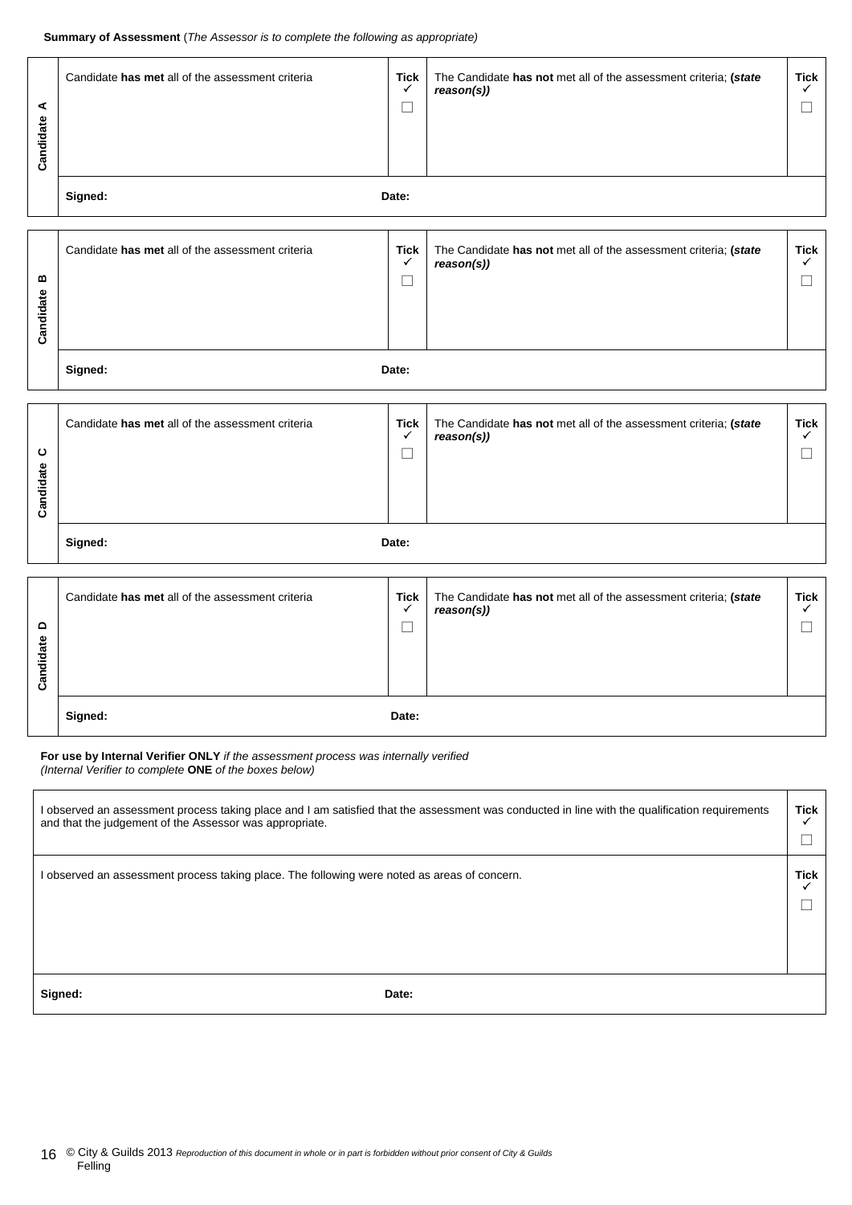**Summary of Assessment** (*The Assessor is to complete the following as appropriate*)

| | | | | |
|---|---|---|---|---|
| **Candidate A** | Candidate **has met** all of the assessment criteria | **Tick** ✓ ☐ | The Candidate **has not** met all of the assessment criteria; ***(state reason(s))*** | **Tick** ✓ ☐ |
| | **Signed:** | **Date:** | | |

| | | | | |
|---|---|---|---|---|
| **Candidate B** | Candidate **has met** all of the assessment criteria | **Tick** ✓ ☐ | The Candidate **has not** met all of the assessment criteria; ***(state reason(s))*** | **Tick** ✓ ☐ |
| | **Signed:** | **Date:** | | |

| | | | | |
|---|---|---|---|---|
| **Candidate C** | Candidate **has met** all of the assessment criteria | **Tick** ✓ ☐ | The Candidate **has not** met all of the assessment criteria; ***(state reason(s))*** | **Tick** ✓ ☐ |
| | **Signed:** | **Date:** | | |

| | | | | |
|---|---|---|---|---|
| **Candidate D** | Candidate **has met** all of the assessment criteria | **Tick** ✓ ☐ | The Candidate **has not** met all of the assessment criteria; ***(state reason(s))*** | **Tick** ✓ ☐ |
| | **Signed:** | **Date:** | | |

**For use by Internal Verifier ONLY** *if the assessment process was internally verified*
*(Internal Verifier to complete* **ONE** *of the boxes below)*

| | | |
|---|---|---|
| I observed an assessment process taking place and I am satisfied that the assessment was conducted in line with the qualification requirements and that the judgement of the Assessor was appropriate. | | **Tick** ✓ ☐ |
| I observed an assessment process taking place. The following were noted as areas of concern. | | **Tick** ✓ ☐ |
| **Signed:** | **Date:** | |

© City & Guilds 2013 *Reproduction of this document in whole or in part is forbidden without prior consent of City & Guilds*
Felling